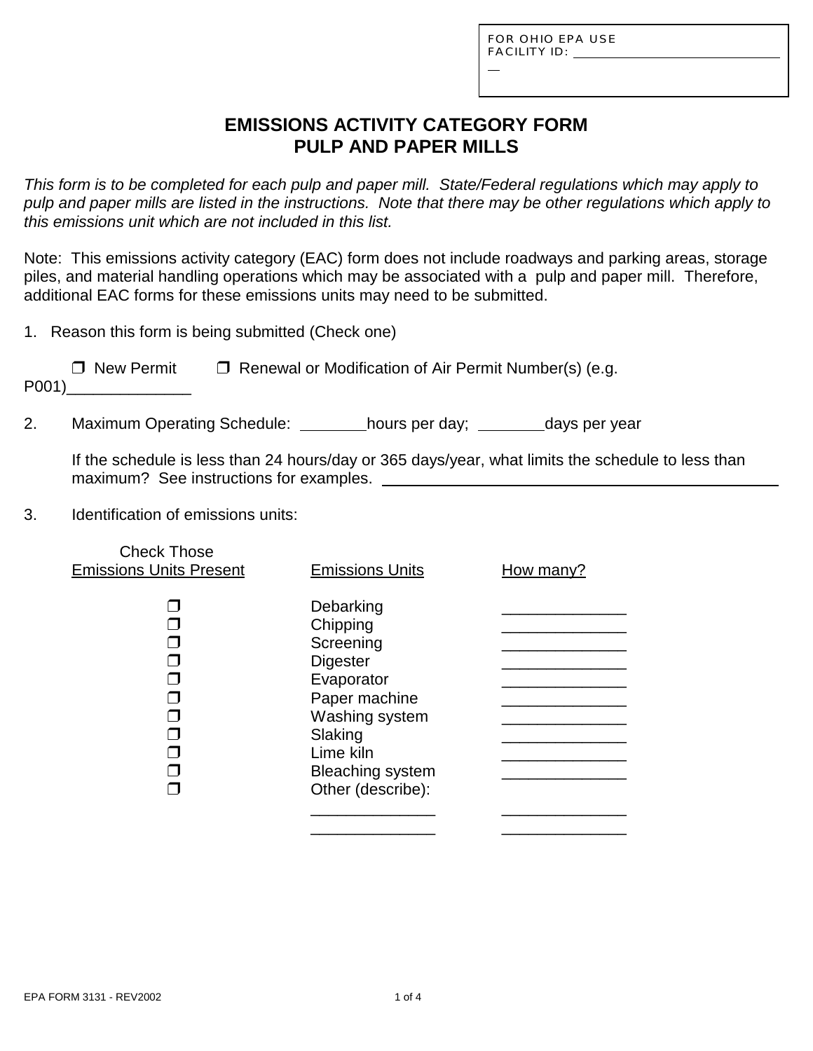FOR OHIO EPA USE
FACILITY ID: ______________________________

# EMISSIONS ACTIVITY CATEGORY FORM
# PULP AND PAPER MILLS

*This form is to be completed for each pulp and paper mill. State/Federal regulations which may apply to pulp and paper mills are listed in the instructions. Note that there may be other regulations which apply to this emissions unit which are not included in this list.*

Note: This emissions activity category (EAC) form does not include roadways and parking areas, storage piles, and material handling operations which may be associated with a pulp and paper mill. Therefore, additional EAC forms for these emissions units may need to be submitted.

1. Reason this form is being submitted (Check one)

   ❒ New Permit ❒ Renewal or Modification of Air Permit Number(s) (e.g. P001)______________

2. Maximum Operating Schedule: ________hours per day; ________days per year

   If the schedule is less than 24 hours/day or 365 days/year, what limits the schedule to less than maximum? See instructions for examples. ______________________________________________

3. Identification of emissions units:

| Check Those Emissions Units Present | Emissions Units | How many? |
|---|---|---|
| ❒ | Debarking | ______________ |
| ❒ | Chipping | ______________ |
| ❒ | Screening | ______________ |
| ❒ | Digester | ______________ |
| ❒ | Evaporator | ______________ |
| ❒ | Paper machine | ______________ |
| ❒ | Washing system | ______________ |
| ❒ | Slaking | ______________ |
| ❒ | Lime kiln | ______________ |
| ❒ | Bleaching system | ______________ |
| ❒ | Other (describe): | |
| | ______________ | ______________ |
| | ______________ | ______________ |

EPA FORM 3131 - REV2002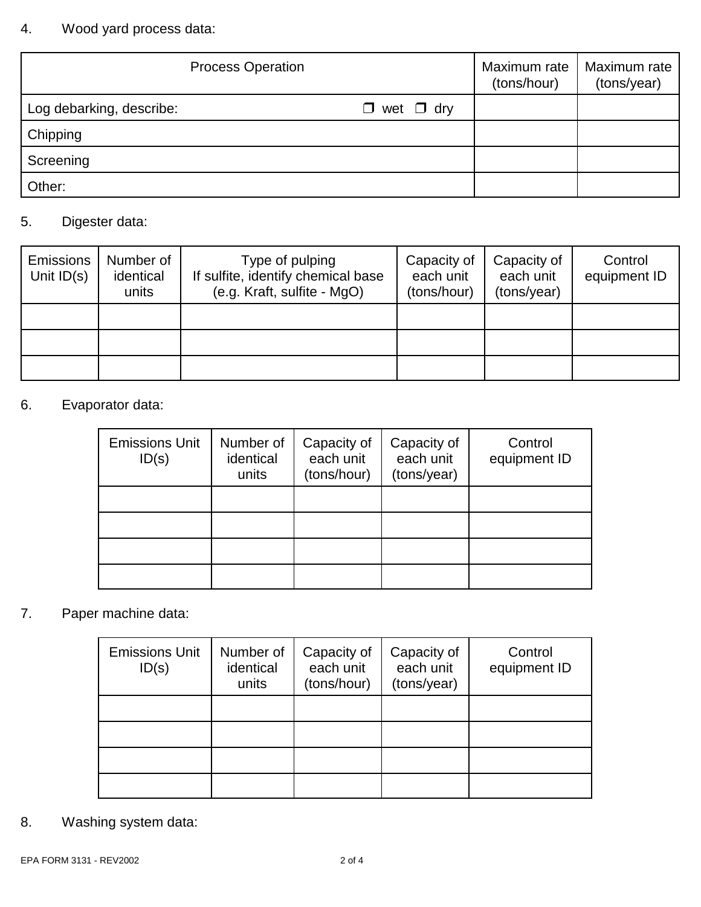4. Wood yard process data:

| Process Operation | Maximum rate (tons/hour) | Maximum rate (tons/year) |
|---|---|---|
| Log debarking, describe: ❒ wet ❒ dry | | |
| Chipping | | |
| Screening | | |
| Other: | | |

5. Digester data:

| Emissions Unit ID(s) | Number of identical units | Type of pulping If sulfite, identify chemical base (e.g. Kraft, sulfite - MgO) | Capacity of each unit (tons/hour) | Capacity of each unit (tons/year) | Control equipment ID |
|---|---|---|---|---|---|
| | | | | | |
| | | | | | |
| | | | | | |

6. Evaporator data:

| Emissions Unit ID(s) | Number of identical units | Capacity of each unit (tons/hour) | Capacity of each unit (tons/year) | Control equipment ID |
|---|---|---|---|---|
| | | | | |
| | | | | |
| | | | | |
| | | | | |

7. Paper machine data:

| Emissions Unit ID(s) | Number of identical units | Capacity of each unit (tons/hour) | Capacity of each unit (tons/year) | Control equipment ID |
|---|---|---|---|---|
| | | | | |
| | | | | |
| | | | | |
| | | | | |

8. Washing system data:

EPA FORM 3131 - REV2002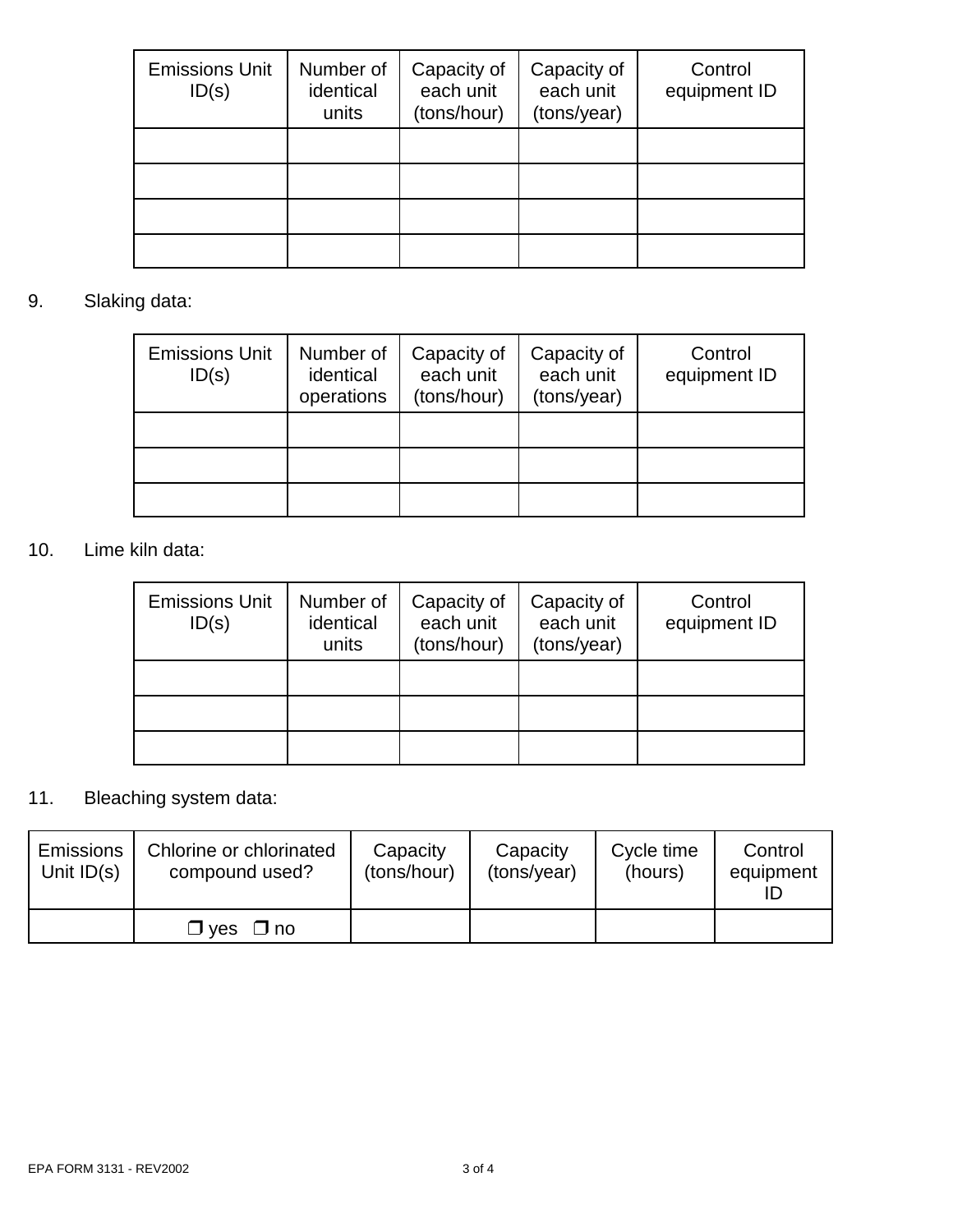| Emissions Unit ID(s) | Number of identical units | Capacity of each unit (tons/hour) | Capacity of each unit (tons/year) | Control equipment ID |
|---|---|---|---|---|
| | | | | |
| | | | | |
| | | | | |
| | | | | |

9. Slaking data:

| Emissions Unit ID(s) | Number of identical operations | Capacity of each unit (tons/hour) | Capacity of each unit (tons/year) | Control equipment ID |
|---|---|---|---|---|
| | | | | |
| | | | | |
| | | | | |

10. Lime kiln data:

| Emissions Unit ID(s) | Number of identical units | Capacity of each unit (tons/hour) | Capacity of each unit (tons/year) | Control equipment ID |
|---|---|---|---|---|
| | | | | |
| | | | | |
| | | | | |

11. Bleaching system data:

| Emissions Unit ID(s) | Chlorine or chlorinated compound used? | Capacity (tons/hour) | Capacity (tons/year) | Cycle time (hours) | Control equipment ID |
|---|---|---|---|---|---|
| | ❒ yes ❒ no | | | | |

EPA FORM 3131 - REV2002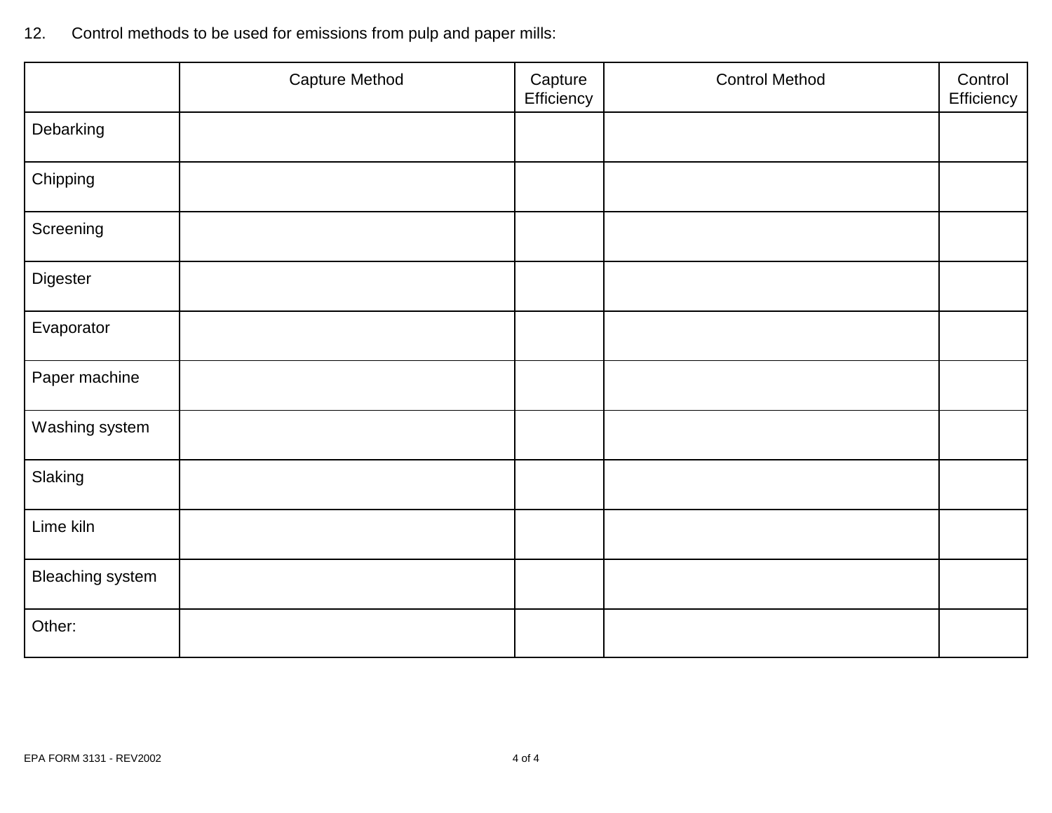12. Control methods to be used for emissions from pulp and paper mills:

| | Capture Method | Capture Efficiency | Control Method | Control Efficiency |
|---|---|---|---|---|
| Debarking | | | | |
| Chipping | | | | |
| Screening | | | | |
| Digester | | | | |
| Evaporator | | | | |
| Paper machine | | | | |
| Washing system | | | | |
| Slaking | | | | |
| Lime kiln | | | | |
| Bleaching system | | | | |
| Other: | | | | |

EPA FORM 3131 - REV2002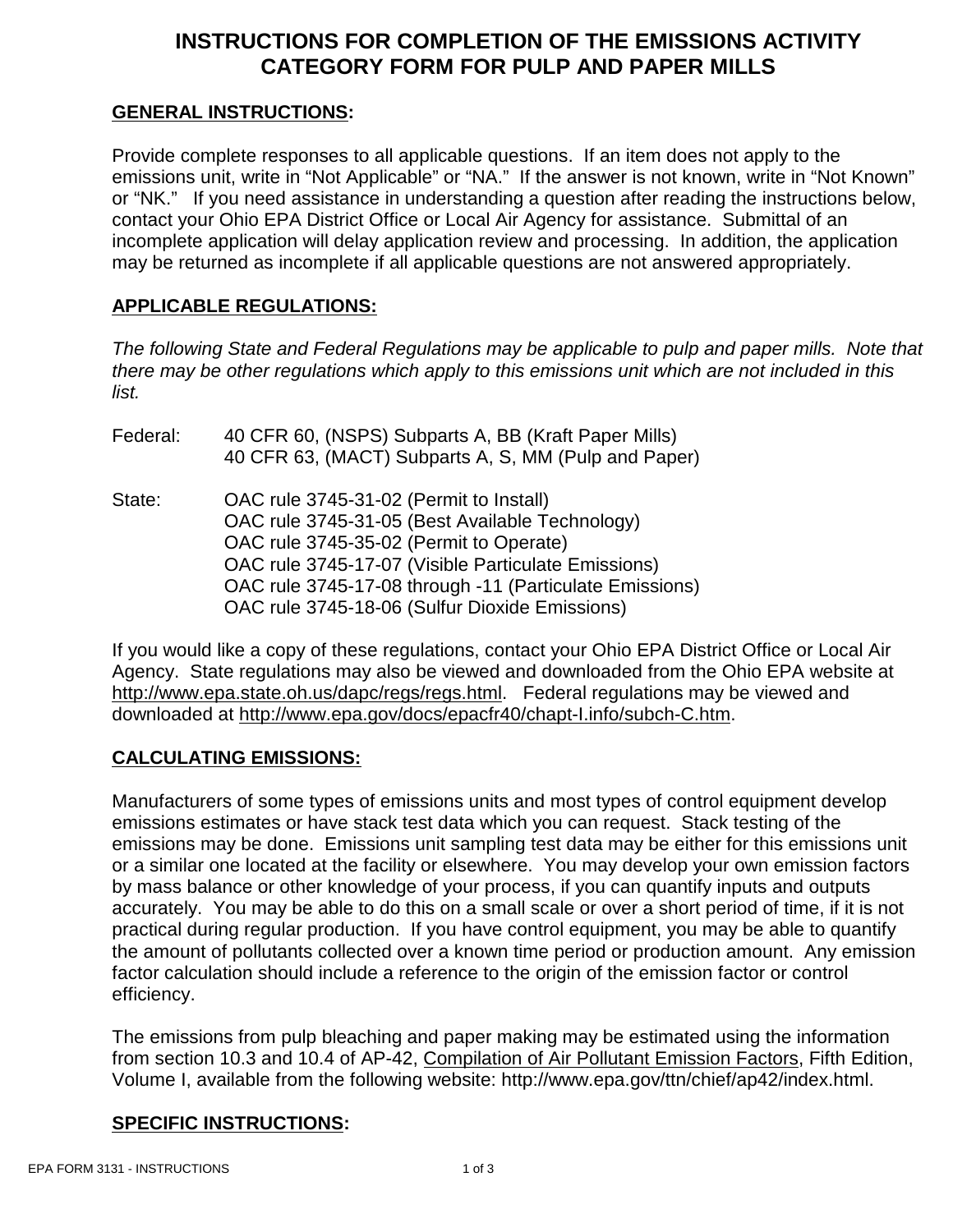# INSTRUCTIONS FOR COMPLETION OF THE EMISSIONS ACTIVITY CATEGORY FORM FOR PULP AND PAPER MILLS

## GENERAL INSTRUCTIONS:

Provide complete responses to all applicable questions. If an item does not apply to the emissions unit, write in "Not Applicable" or "NA." If the answer is not known, write in "Not Known" or "NK." If you need assistance in understanding a question after reading the instructions below, contact your Ohio EPA District Office or Local Air Agency for assistance. Submittal of an incomplete application will delay application review and processing. In addition, the application may be returned as incomplete if all applicable questions are not answered appropriately.

## APPLICABLE REGULATIONS:

*The following State and Federal Regulations may be applicable to pulp and paper mills. Note that there may be other regulations which apply to this emissions unit which are not included in this list.*

Federal: 40 CFR 60, (NSPS) Subparts A, BB (Kraft Paper Mills)
40 CFR 63, (MACT) Subparts A, S, MM (Pulp and Paper)

State: OAC rule 3745-31-02 (Permit to Install)
OAC rule 3745-31-05 (Best Available Technology)
OAC rule 3745-35-02 (Permit to Operate)
OAC rule 3745-17-07 (Visible Particulate Emissions)
OAC rule 3745-17-08 through -11 (Particulate Emissions)
OAC rule 3745-18-06 (Sulfur Dioxide Emissions)

If you would like a copy of these regulations, contact your Ohio EPA District Office or Local Air Agency. State regulations may also be viewed and downloaded from the Ohio EPA website at http://www.epa.state.oh.us/dapc/regs/regs.html. Federal regulations may be viewed and downloaded at http://www.epa.gov/docs/epacfr40/chapt-I.info/subch-C.htm.

## CALCULATING EMISSIONS:

Manufacturers of some types of emissions units and most types of control equipment develop emissions estimates or have stack test data which you can request. Stack testing of the emissions may be done. Emissions unit sampling test data may be either for this emissions unit or a similar one located at the facility or elsewhere. You may develop your own emission factors by mass balance or other knowledge of your process, if you can quantify inputs and outputs accurately. You may be able to do this on a small scale or over a short period of time, if it is not practical during regular production. If you have control equipment, you may be able to quantify the amount of pollutants collected over a known time period or production amount. Any emission factor calculation should include a reference to the origin of the emission factor or control efficiency.

The emissions from pulp bleaching and paper making may be estimated using the information from section 10.3 and 10.4 of AP-42, Compilation of Air Pollutant Emission Factors, Fifth Edition, Volume I, available from the following website: http://www.epa.gov/ttn/chief/ap42/index.html.

## SPECIFIC INSTRUCTIONS: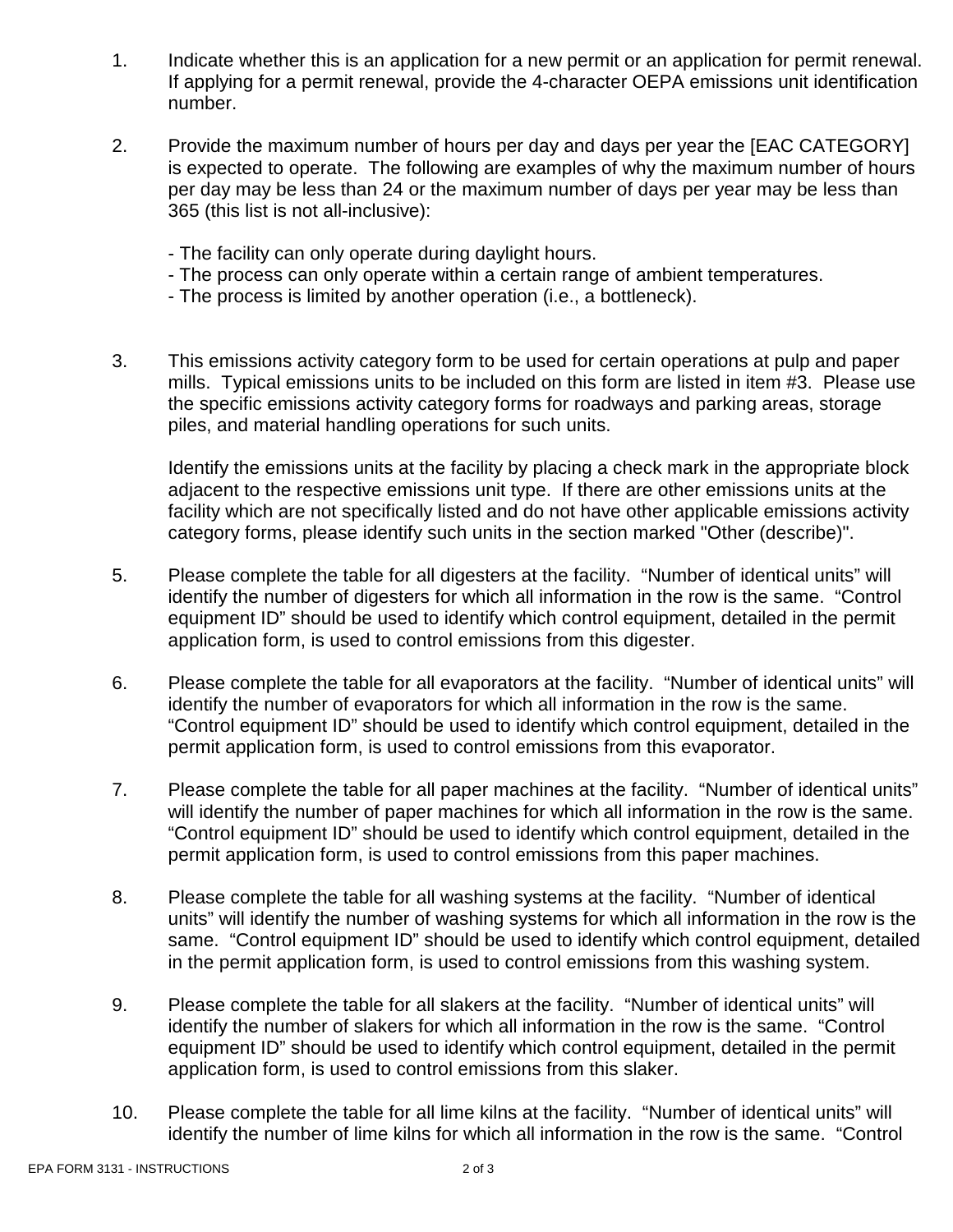1. Indicate whether this is an application for a new permit or an application for permit renewal. If applying for a permit renewal, provide the 4-character OEPA emissions unit identification number.

2. Provide the maximum number of hours per day and days per year the [EAC CATEGORY] is expected to operate. The following are examples of why the maximum number of hours per day may be less than 24 or the maximum number of days per year may be less than 365 (this list is not all-inclusive):

   - The facility can only operate during daylight hours.
   - The process can only operate within a certain range of ambient temperatures.
   - The process is limited by another operation (i.e., a bottleneck).

3. This emissions activity category form to be used for certain operations at pulp and paper mills. Typical emissions units to be included on this form are listed in item #3. Please use the specific emissions activity category forms for roadways and parking areas, storage piles, and material handling operations for such units.

   Identify the emissions units at the facility by placing a check mark in the appropriate block adjacent to the respective emissions unit type. If there are other emissions units at the facility which are not specifically listed and do not have other applicable emissions activity category forms, please identify such units in the section marked "Other (describe)".

5. Please complete the table for all digesters at the facility. “Number of identical units” will identify the number of digesters for which all information in the row is the same. “Control equipment ID” should be used to identify which control equipment, detailed in the permit application form, is used to control emissions from this digester.

6. Please complete the table for all evaporators at the facility. “Number of identical units” will identify the number of evaporators for which all information in the row is the same. “Control equipment ID” should be used to identify which control equipment, detailed in the permit application form, is used to control emissions from this evaporator.

7. Please complete the table for all paper machines at the facility. “Number of identical units” will identify the number of paper machines for which all information in the row is the same. “Control equipment ID” should be used to identify which control equipment, detailed in the permit application form, is used to control emissions from this paper machines.

8. Please complete the table for all washing systems at the facility. “Number of identical units” will identify the number of washing systems for which all information in the row is the same. “Control equipment ID” should be used to identify which control equipment, detailed in the permit application form, is used to control emissions from this washing system.

9. Please complete the table for all slakers at the facility. “Number of identical units” will identify the number of slakers for which all information in the row is the same. “Control equipment ID” should be used to identify which control equipment, detailed in the permit application form, is used to control emissions from this slaker.

10. Please complete the table for all lime kilns at the facility. “Number of identical units” will identify the number of lime kilns for which all information in the row is the same. “Control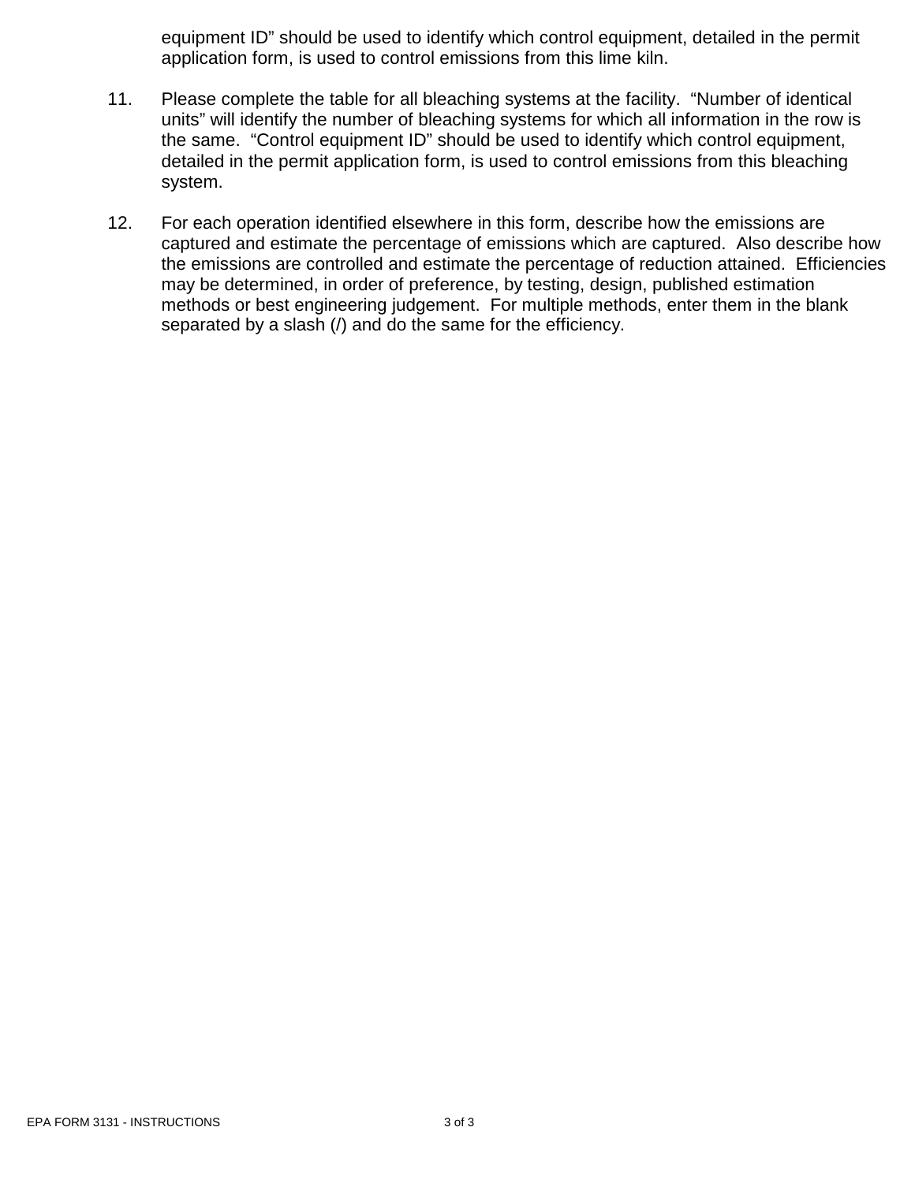equipment ID" should be used to identify which control equipment, detailed in the permit application form, is used to control emissions from this lime kiln.

11. Please complete the table for all bleaching systems at the facility. "Number of identical units" will identify the number of bleaching systems for which all information in the row is the same. "Control equipment ID" should be used to identify which control equipment, detailed in the permit application form, is used to control emissions from this bleaching system.

12. For each operation identified elsewhere in this form, describe how the emissions are captured and estimate the percentage of emissions which are captured. Also describe how the emissions are controlled and estimate the percentage of reduction attained. Efficiencies may be determined, in order of preference, by testing, design, published estimation methods or best engineering judgement. For multiple methods, enter them in the blank separated by a slash (/) and do the same for the efficiency.